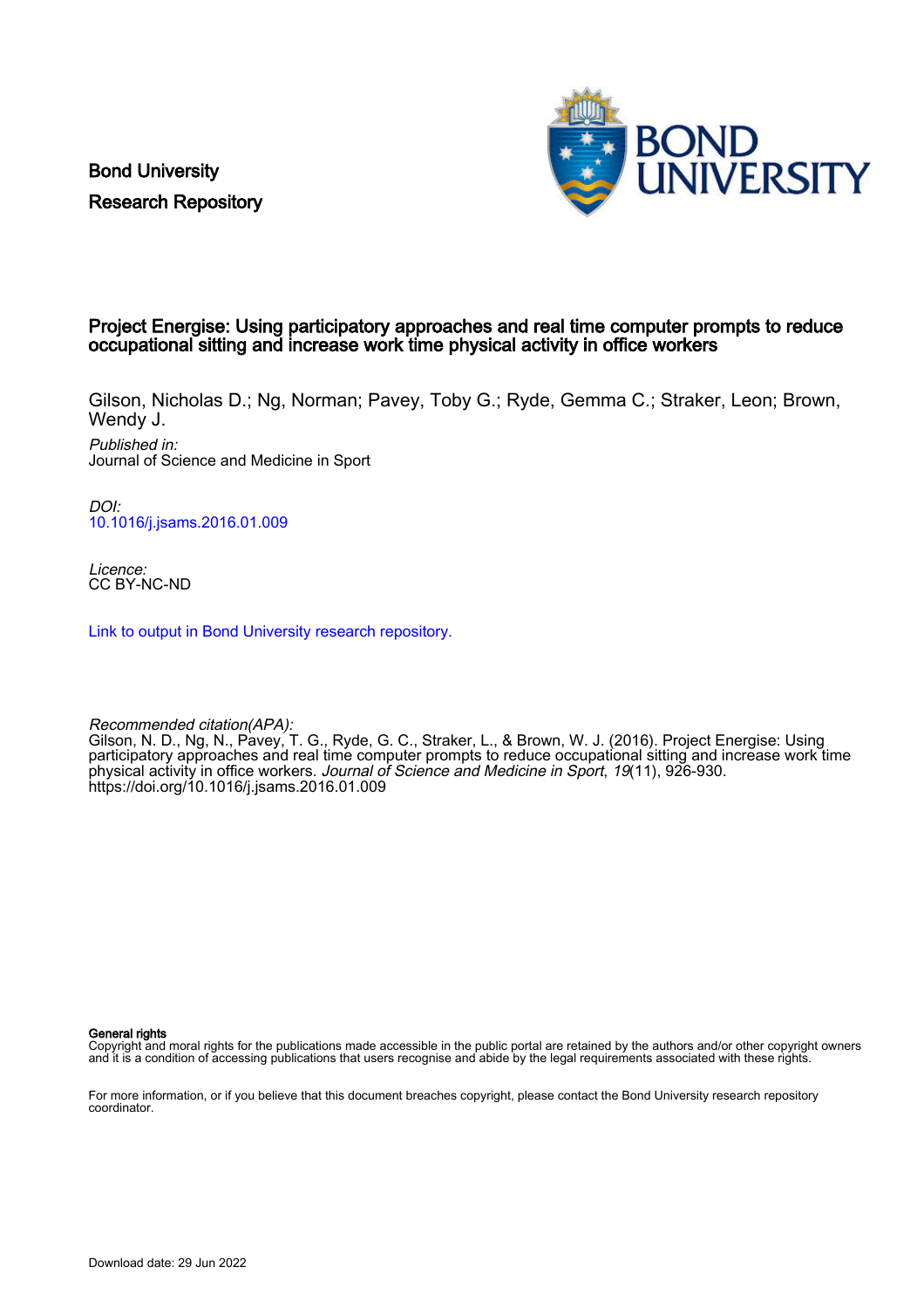Bond University
Research Repository

# Project Energise: Using participatory approaches and real time computer prompts to reduce occupational sitting and increase work time physical activity in office workers

Gilson, Nicholas D.; Ng, Norman; Pavey, Toby G.; Ryde, Gemma C.; Straker, Leon; Brown, Wendy J.

*Published in:*
Journal of Science and Medicine in Sport

*DOI:*
10.1016/j.jsams.2016.01.009

*Licence:*
CC BY-NC-ND

Link to output in Bond University research repository.

*Recommended citation(APA):*
Gilson, N. D., Ng, N., Pavey, T. G., Ryde, G. C., Straker, L., & Brown, W. J. (2016). Project Energise: Using participatory approaches and real time computer prompts to reduce occupational sitting and increase work time physical activity in office workers. *Journal of Science and Medicine in Sport*, *19*(11), 926-930. https://doi.org/10.1016/j.jsams.2016.01.009

**General rights**
Copyright and moral rights for the publications made accessible in the public portal are retained by the authors and/or other copyright owners and it is a condition of accessing publications that users recognise and abide by the legal requirements associated with these rights.

For more information, or if you believe that this document breaches copyright, please contact the Bond University research repository coordinator.

Download date: 29 Jun 2022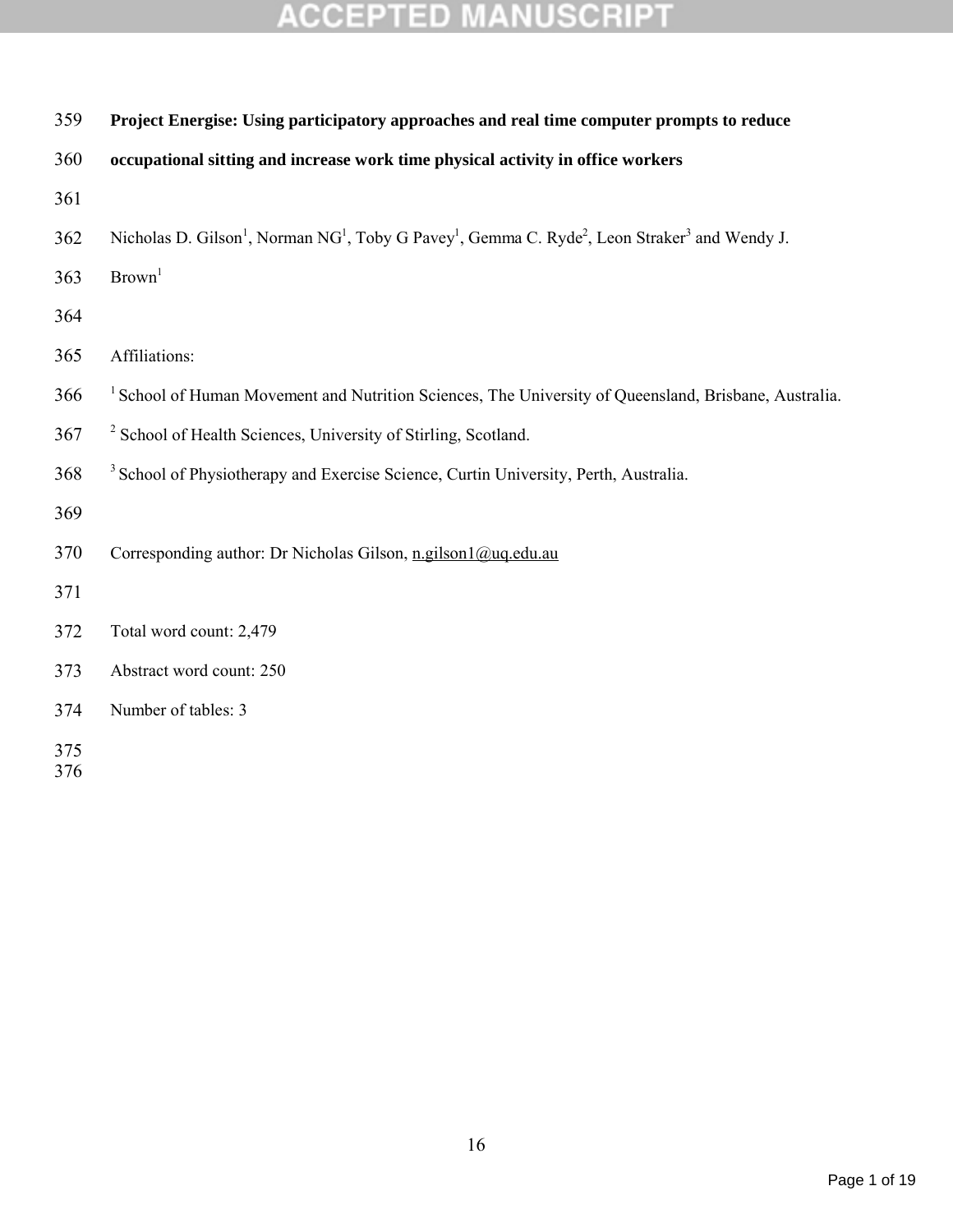**Project Energise: Using participatory approaches and real time computer prompts to reduce occupational sitting and increase work time physical activity in office workers**

Nicholas D. Gilson[1], Norman NG[1], Toby G Pavey[1], Gemma C. Ryde[2], Leon Straker[3] and Wendy J. Brown[1]

Affiliations:

[1] School of Human Movement and Nutrition Sciences, The University of Queensland, Brisbane, Australia.

[2] School of Health Sciences, University of Stirling, Scotland.

[3] School of Physiotherapy and Exercise Science, Curtin University, Perth, Australia.

Corresponding author: Dr Nicholas Gilson, n.gilson1@uq.edu.au

Total word count: 2,479

Abstract word count: 250

Number of tables: 3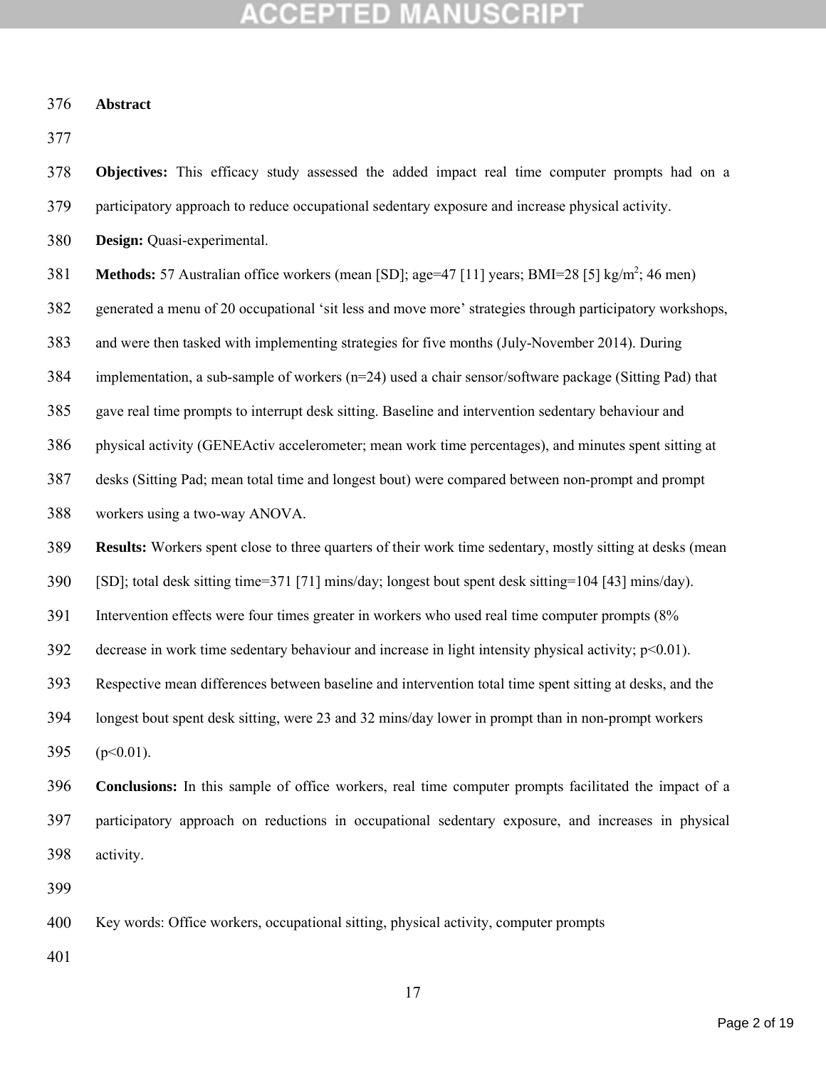## Abstract

**Objectives:** This efficacy study assessed the added impact real time computer prompts had on a participatory approach to reduce occupational sedentary exposure and increase physical activity.

**Design:** Quasi-experimental.

**Methods:** 57 Australian office workers (mean [SD]; age=47 [11] years; BMI=28 [5] kg/m$^2$; 46 men) generated a menu of 20 occupational 'sit less and move more' strategies through participatory workshops, and were then tasked with implementing strategies for five months (July-November 2014). During implementation, a sub-sample of workers (n=24) used a chair sensor/software package (Sitting Pad) that gave real time prompts to interrupt desk sitting. Baseline and intervention sedentary behaviour and physical activity (GENEActiv accelerometer; mean work time percentages), and minutes spent sitting at desks (Sitting Pad; mean total time and longest bout) were compared between non-prompt and prompt workers using a two-way ANOVA.

**Results:** Workers spent close to three quarters of their work time sedentary, mostly sitting at desks (mean [SD]; total desk sitting time=371 [71] mins/day; longest bout spent desk sitting=104 [43] mins/day). Intervention effects were four times greater in workers who used real time computer prompts (8% decrease in work time sedentary behaviour and increase in light intensity physical activity; $p<0.01$). Respective mean differences between baseline and intervention total time spent sitting at desks, and the longest bout spent desk sitting, were 23 and 32 mins/day lower in prompt than in non-prompt workers ($p<0.01$).

**Conclusions:** In this sample of office workers, real time computer prompts facilitated the impact of a participatory approach on reductions in occupational sedentary exposure, and increases in physical activity.

Key words: Office workers, occupational sitting, physical activity, computer prompts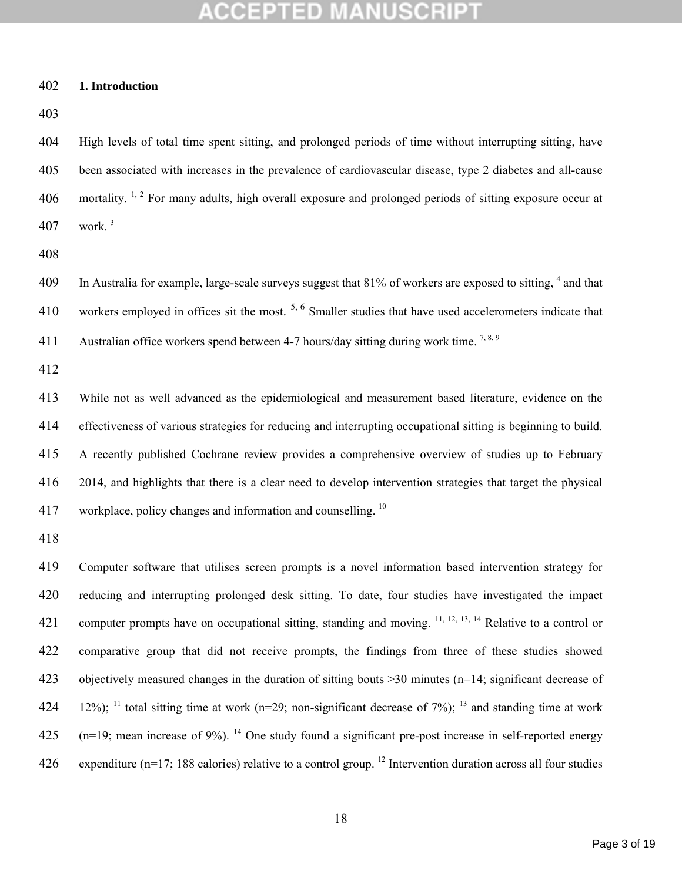## 1. Introduction

High levels of total time spent sitting, and prolonged periods of time without interrupting sitting, have been associated with increases in the prevalence of cardiovascular disease, type 2 diabetes and all-cause mortality. [1, 2] For many adults, high overall exposure and prolonged periods of sitting exposure occur at work. [3]

In Australia for example, large-scale surveys suggest that 81% of workers are exposed to sitting, [4] and that workers employed in offices sit the most. [5, 6] Smaller studies that have used accelerometers indicate that Australian office workers spend between 4-7 hours/day sitting during work time. [7, 8, 9]

While not as well advanced as the epidemiological and measurement based literature, evidence on the effectiveness of various strategies for reducing and interrupting occupational sitting is beginning to build. A recently published Cochrane review provides a comprehensive overview of studies up to February 2014, and highlights that there is a clear need to develop intervention strategies that target the physical workplace, policy changes and information and counselling. [10]

Computer software that utilises screen prompts is a novel information based intervention strategy for reducing and interrupting prolonged desk sitting. To date, four studies have investigated the impact computer prompts have on occupational sitting, standing and moving. [11, 12, 13, 14] Relative to a control or comparative group that did not receive prompts, the findings from three of these studies showed objectively measured changes in the duration of sitting bouts >30 minutes (n=14; significant decrease of 12%); [11] total sitting time at work (n=29; non-significant decrease of 7%); [13] and standing time at work (n=19; mean increase of 9%). [14] One study found a significant pre-post increase in self-reported energy expenditure (n=17; 188 calories) relative to a control group. [12] Intervention duration across all four studies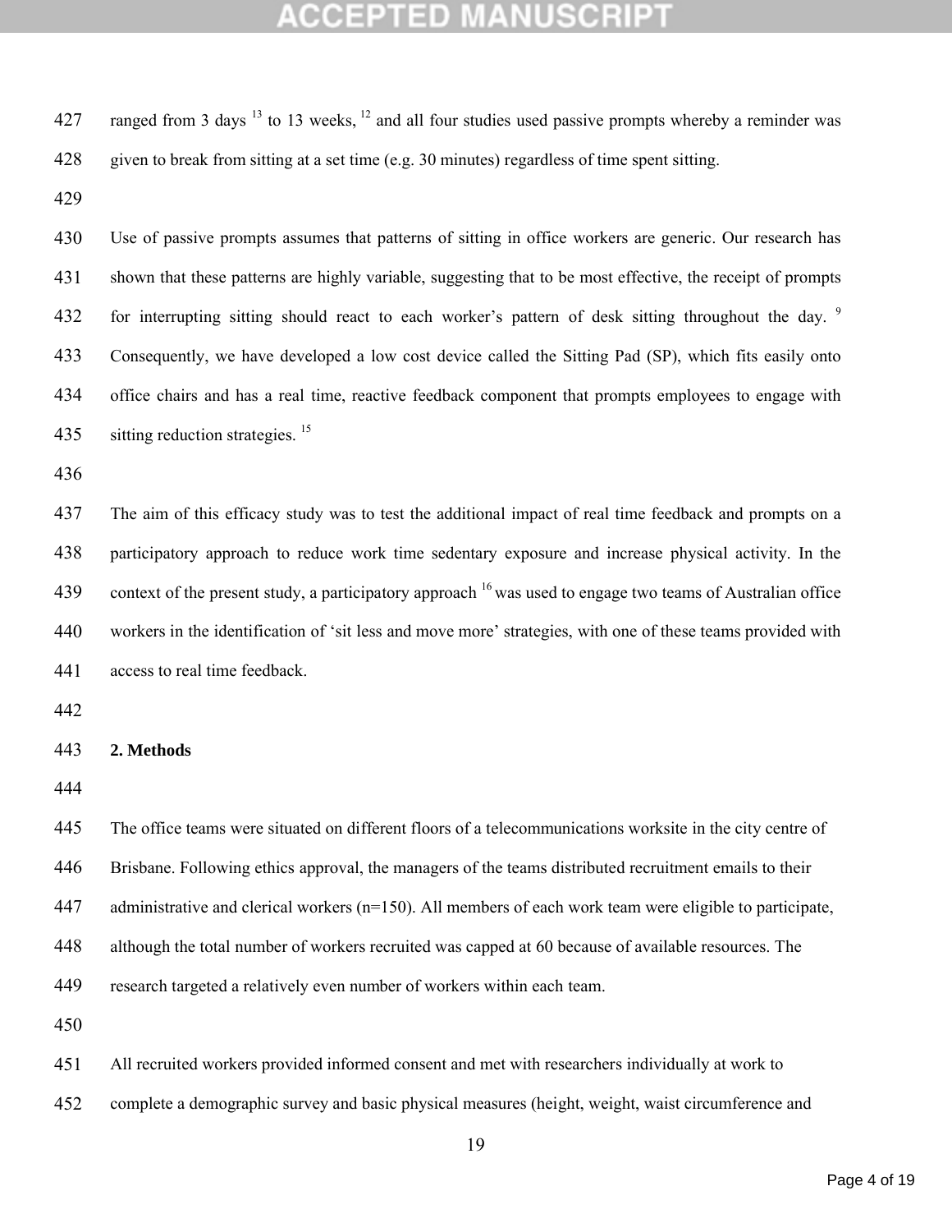ranged from 3 days [13] to 13 weeks, [12] and all four studies used passive prompts whereby a reminder was given to break from sitting at a set time (e.g. 30 minutes) regardless of time spent sitting.

Use of passive prompts assumes that patterns of sitting in office workers are generic. Our research has shown that these patterns are highly variable, suggesting that to be most effective, the receipt of prompts for interrupting sitting should react to each worker's pattern of desk sitting throughout the day. [9] Consequently, we have developed a low cost device called the Sitting Pad (SP), which fits easily onto office chairs and has a real time, reactive feedback component that prompts employees to engage with sitting reduction strategies. [15]

The aim of this efficacy study was to test the additional impact of real time feedback and prompts on a participatory approach to reduce work time sedentary exposure and increase physical activity. In the context of the present study, a participatory approach [16] was used to engage two teams of Australian office workers in the identification of 'sit less and move more' strategies, with one of these teams provided with access to real time feedback.

## 2. Methods

The office teams were situated on different floors of a telecommunications worksite in the city centre of Brisbane. Following ethics approval, the managers of the teams distributed recruitment emails to their administrative and clerical workers (n=150). All members of each work team were eligible to participate, although the total number of workers recruited was capped at 60 because of available resources. The research targeted a relatively even number of workers within each team.

All recruited workers provided informed consent and met with researchers individually at work to complete a demographic survey and basic physical measures (height, weight, waist circumference and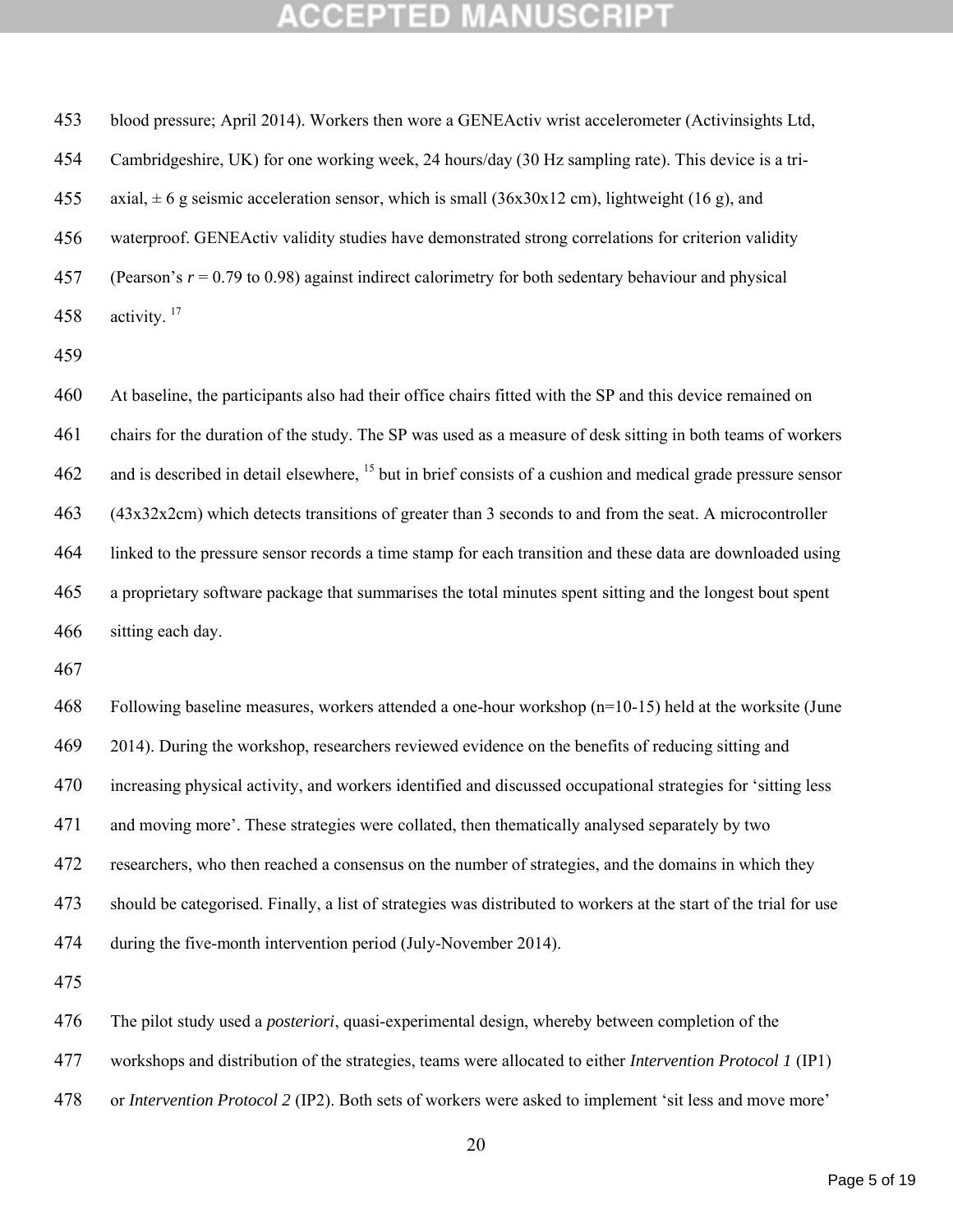blood pressure; April 2014). Workers then wore a GENEActiv wrist accelerometer (Activinsights Ltd, Cambridgeshire, UK) for one working week, 24 hours/day (30 Hz sampling rate). This device is a tri-axial, ± 6 g seismic acceleration sensor, which is small (36x30x12 cm), lightweight (16 g), and waterproof. GENEActiv validity studies have demonstrated strong correlations for criterion validity (Pearson's $r$ = 0.79 to 0.98) against indirect calorimetry for both sedentary behaviour and physical activity. [17]

At baseline, the participants also had their office chairs fitted with the SP and this device remained on chairs for the duration of the study. The SP was used as a measure of desk sitting in both teams of workers and is described in detail elsewhere, [15] but in brief consists of a cushion and medical grade pressure sensor (43x32x2cm) which detects transitions of greater than 3 seconds to and from the seat. A microcontroller linked to the pressure sensor records a time stamp for each transition and these data are downloaded using a proprietary software package that summarises the total minutes spent sitting and the longest bout spent sitting each day.

Following baseline measures, workers attended a one-hour workshop (n=10-15) held at the worksite (June 2014). During the workshop, researchers reviewed evidence on the benefits of reducing sitting and increasing physical activity, and workers identified and discussed occupational strategies for 'sitting less and moving more'. These strategies were collated, then thematically analysed separately by two researchers, who then reached a consensus on the number of strategies, and the domains in which they should be categorised. Finally, a list of strategies was distributed to workers at the start of the trial for use during the five-month intervention period (July-November 2014).

The pilot study used a *posteriori*, quasi-experimental design, whereby between completion of the workshops and distribution of the strategies, teams were allocated to either *Intervention Protocol 1* (IP1) or *Intervention Protocol 2* (IP2). Both sets of workers were asked to implement 'sit less and move more'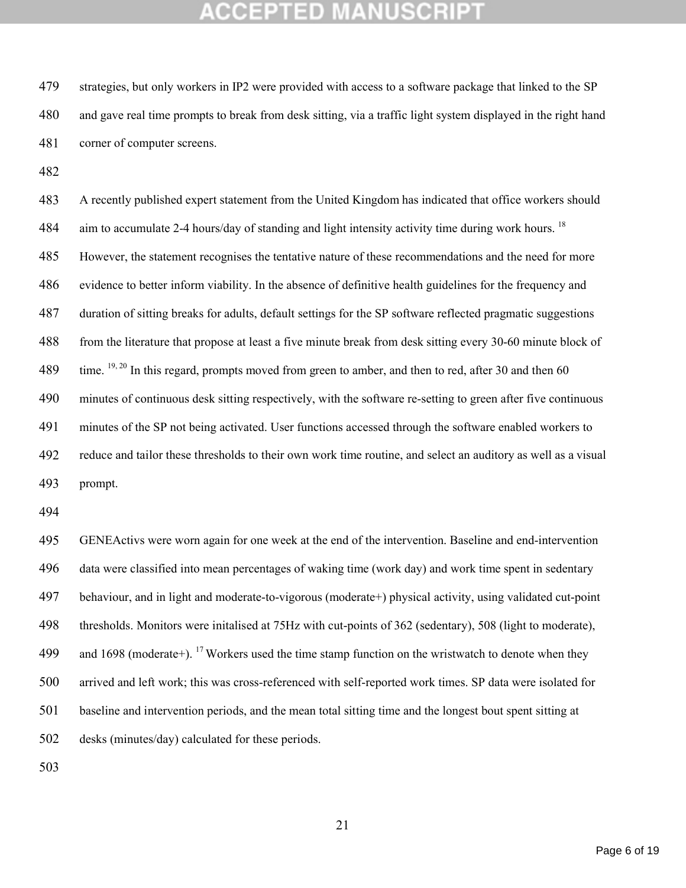strategies, but only workers in IP2 were provided with access to a software package that linked to the SP and gave real time prompts to break from desk sitting, via a traffic light system displayed in the right hand corner of computer screens.

A recently published expert statement from the United Kingdom has indicated that office workers should aim to accumulate 2-4 hours/day of standing and light intensity activity time during work hours. [18] However, the statement recognises the tentative nature of these recommendations and the need for more evidence to better inform viability. In the absence of definitive health guidelines for the frequency and duration of sitting breaks for adults, default settings for the SP software reflected pragmatic suggestions from the literature that propose at least a five minute break from desk sitting every 30-60 minute block of time. [19, 20] In this regard, prompts moved from green to amber, and then to red, after 30 and then 60 minutes of continuous desk sitting respectively, with the software re-setting to green after five continuous minutes of the SP not being activated. User functions accessed through the software enabled workers to reduce and tailor these thresholds to their own work time routine, and select an auditory as well as a visual prompt.

GENEActivs were worn again for one week at the end of the intervention. Baseline and end-intervention data were classified into mean percentages of waking time (work day) and work time spent in sedentary behaviour, and in light and moderate-to-vigorous (moderate+) physical activity, using validated cut-point thresholds. Monitors were initalised at 75Hz with cut-points of 362 (sedentary), 508 (light to moderate), and 1698 (moderate+). [17] Workers used the time stamp function on the wristwatch to denote when they arrived and left work; this was cross-referenced with self-reported work times. SP data were isolated for baseline and intervention periods, and the mean total sitting time and the longest bout spent sitting at desks (minutes/day) calculated for these periods.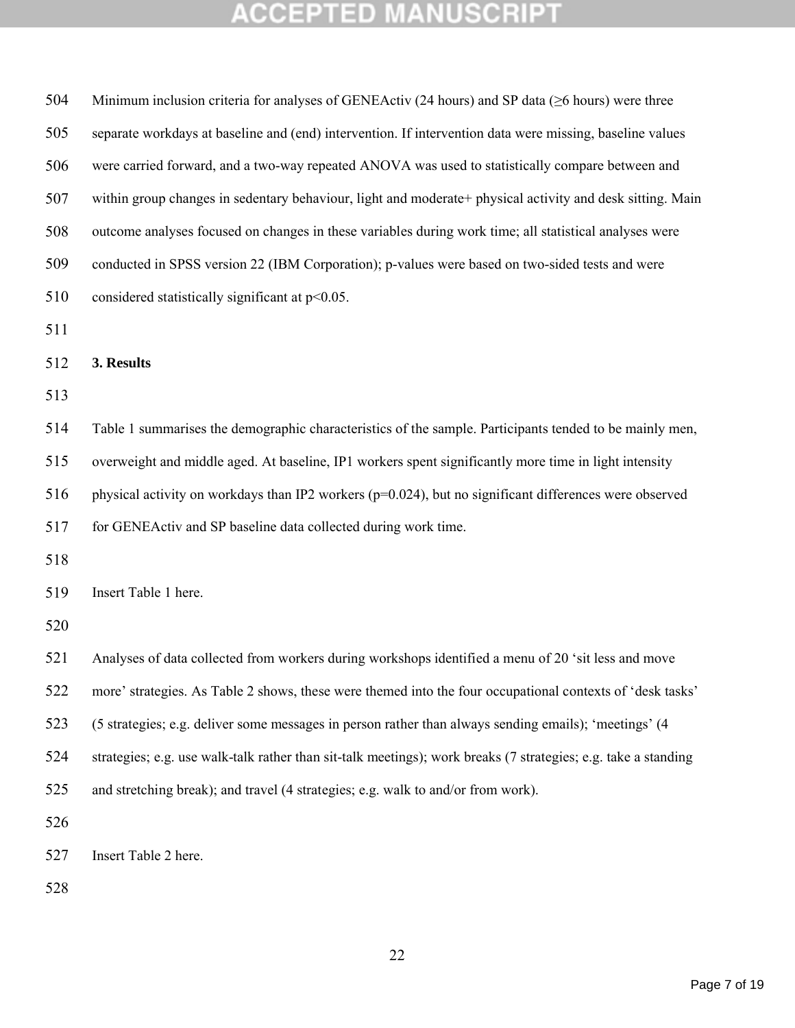Minimum inclusion criteria for analyses of GENEActiv (24 hours) and SP data (≥6 hours) were three separate workdays at baseline and (end) intervention. If intervention data were missing, baseline values were carried forward, and a two-way repeated ANOVA was used to statistically compare between and within group changes in sedentary behaviour, light and moderate+ physical activity and desk sitting. Main outcome analyses focused on changes in these variables during work time; all statistical analyses were conducted in SPSS version 22 (IBM Corporation); p-values were based on two-sided tests and were considered statistically significant at $p<0.05$.

## 3. Results

Table 1 summarises the demographic characteristics of the sample. Participants tended to be mainly men, overweight and middle aged. At baseline, IP1 workers spent significantly more time in light intensity physical activity on workdays than IP2 workers ($p=0.024$), but no significant differences were observed for GENEActiv and SP baseline data collected during work time.

Insert Table 1 here.

Analyses of data collected from workers during workshops identified a menu of 20 'sit less and move more' strategies. As Table 2 shows, these were themed into the four occupational contexts of 'desk tasks' (5 strategies; e.g. deliver some messages in person rather than always sending emails); 'meetings' (4 strategies; e.g. use walk-talk rather than sit-talk meetings); work breaks (7 strategies; e.g. take a standing and stretching break); and travel (4 strategies; e.g. walk to and/or from work).

Insert Table 2 here.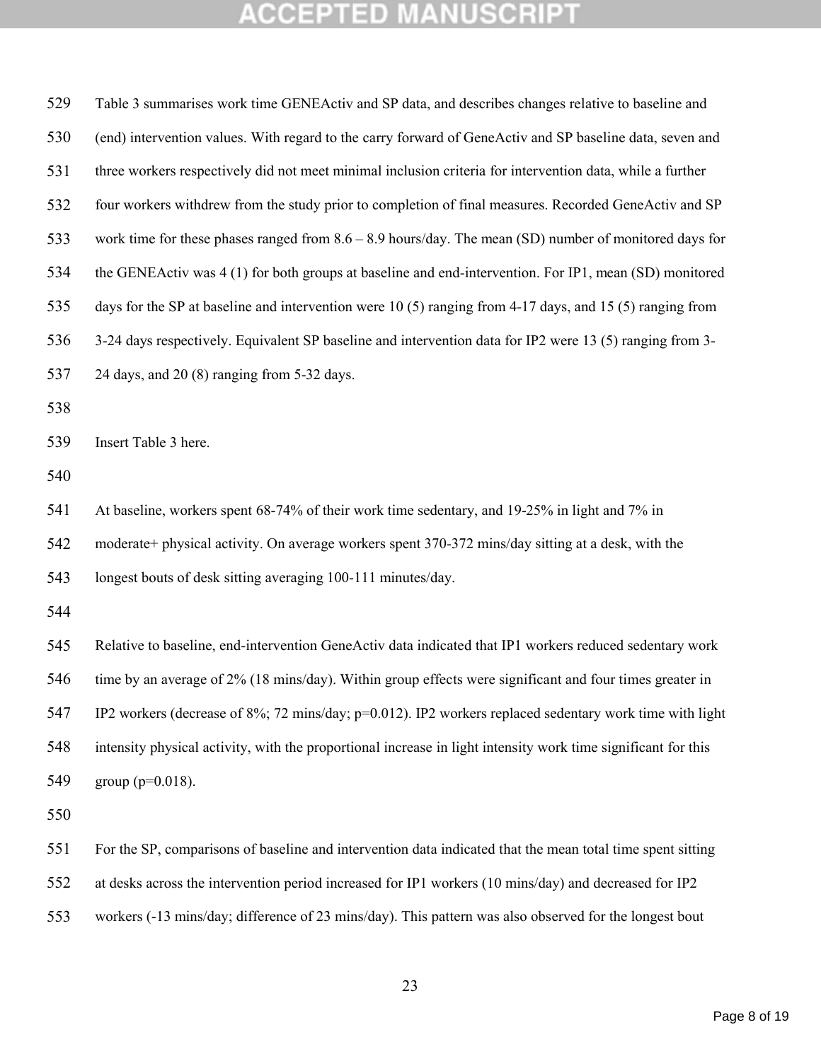Table 3 summarises work time GENEActiv and SP data, and describes changes relative to baseline and (end) intervention values. With regard to the carry forward of GeneActiv and SP baseline data, seven and three workers respectively did not meet minimal inclusion criteria for intervention data, while a further four workers withdrew from the study prior to completion of final measures. Recorded GeneActiv and SP work time for these phases ranged from 8.6 – 8.9 hours/day. The mean (SD) number of monitored days for the GENEActiv was 4 (1) for both groups at baseline and end-intervention. For IP1, mean (SD) monitored days for the SP at baseline and intervention were 10 (5) ranging from 4-17 days, and 15 (5) ranging from 3-24 days respectively. Equivalent SP baseline and intervention data for IP2 were 13 (5) ranging from 3-24 days, and 20 (8) ranging from 5-32 days.

Insert Table 3 here.

At baseline, workers spent 68-74% of their work time sedentary, and 19-25% in light and 7% in moderate+ physical activity. On average workers spent 370-372 mins/day sitting at a desk, with the longest bouts of desk sitting averaging 100-111 minutes/day.

Relative to baseline, end-intervention GeneActiv data indicated that IP1 workers reduced sedentary work time by an average of 2% (18 mins/day). Within group effects were significant and four times greater in IP2 workers (decrease of 8%; 72 mins/day; p=0.012). IP2 workers replaced sedentary work time with light intensity physical activity, with the proportional increase in light intensity work time significant for this group (p=0.018).

For the SP, comparisons of baseline and intervention data indicated that the mean total time spent sitting at desks across the intervention period increased for IP1 workers (10 mins/day) and decreased for IP2 workers (-13 mins/day; difference of 23 mins/day). This pattern was also observed for the longest bout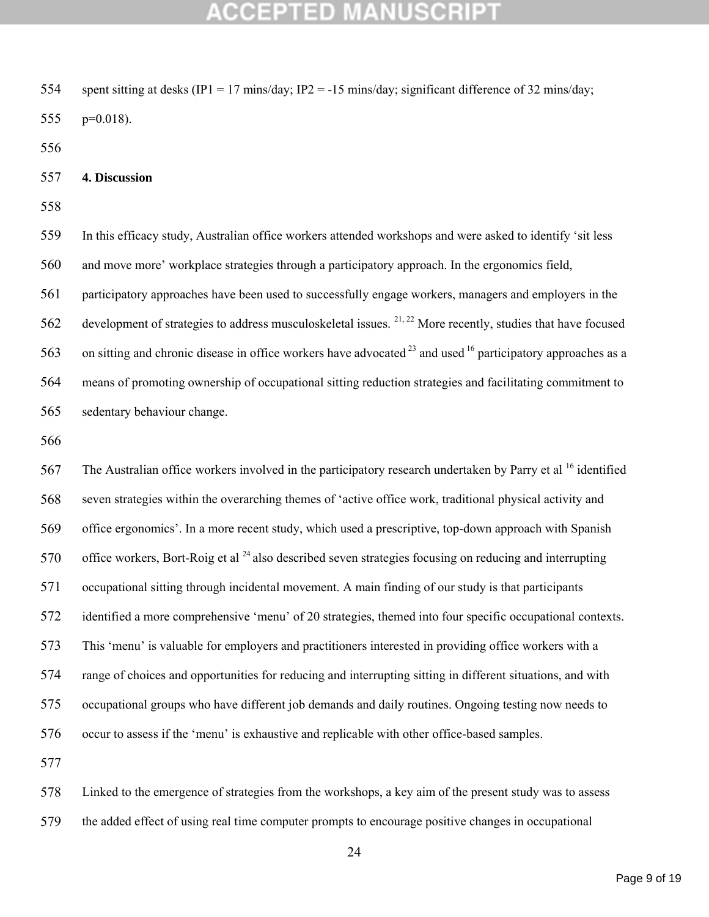spent sitting at desks (IP1 = 17 mins/day; IP2 = -15 mins/day; significant difference of 32 mins/day; p=0.018).

## 4. Discussion

In this efficacy study, Australian office workers attended workshops and were asked to identify 'sit less and move more' workplace strategies through a participatory approach. In the ergonomics field, participatory approaches have been used to successfully engage workers, managers and employers in the development of strategies to address musculoskeletal issues. [21, 22] More recently, studies that have focused on sitting and chronic disease in office workers have advocated [23] and used [16] participatory approaches as a means of promoting ownership of occupational sitting reduction strategies and facilitating commitment to sedentary behaviour change.

The Australian office workers involved in the participatory research undertaken by Parry et al [16] identified seven strategies within the overarching themes of 'active office work, traditional physical activity and office ergonomics'. In a more recent study, which used a prescriptive, top-down approach with Spanish office workers, Bort-Roig et al [24] also described seven strategies focusing on reducing and interrupting occupational sitting through incidental movement. A main finding of our study is that participants identified a more comprehensive 'menu' of 20 strategies, themed into four specific occupational contexts. This 'menu' is valuable for employers and practitioners interested in providing office workers with a range of choices and opportunities for reducing and interrupting sitting in different situations, and with occupational groups who have different job demands and daily routines. Ongoing testing now needs to occur to assess if the 'menu' is exhaustive and replicable with other office-based samples.

Linked to the emergence of strategies from the workshops, a key aim of the present study was to assess the added effect of using real time computer prompts to encourage positive changes in occupational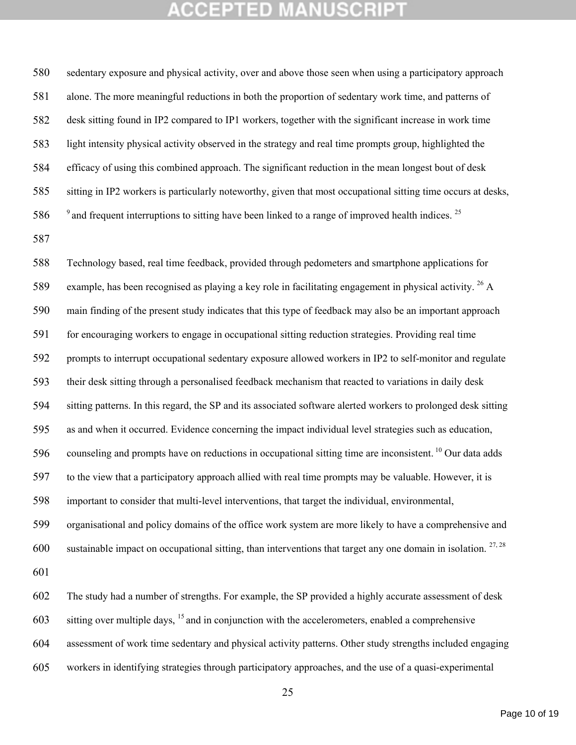sedentary exposure and physical activity, over and above those seen when using a participatory approach alone. The more meaningful reductions in both the proportion of sedentary work time, and patterns of desk sitting found in IP2 compared to IP1 workers, together with the significant increase in work time light intensity physical activity observed in the strategy and real time prompts group, highlighted the efficacy of using this combined approach. The significant reduction in the mean longest bout of desk sitting in IP2 workers is particularly noteworthy, given that most occupational sitting time occurs at desks, [9] and frequent interruptions to sitting have been linked to a range of improved health indices. [25]

Technology based, real time feedback, provided through pedometers and smartphone applications for example, has been recognised as playing a key role in facilitating engagement in physical activity. [26] A main finding of the present study indicates that this type of feedback may also be an important approach for encouraging workers to engage in occupational sitting reduction strategies. Providing real time prompts to interrupt occupational sedentary exposure allowed workers in IP2 to self-monitor and regulate their desk sitting through a personalised feedback mechanism that reacted to variations in daily desk sitting patterns. In this regard, the SP and its associated software alerted workers to prolonged desk sitting as and when it occurred. Evidence concerning the impact individual level strategies such as education, counseling and prompts have on reductions in occupational sitting time are inconsistent. [10] Our data adds to the view that a participatory approach allied with real time prompts may be valuable. However, it is important to consider that multi-level interventions, that target the individual, environmental, organisational and policy domains of the office work system are more likely to have a comprehensive and sustainable impact on occupational sitting, than interventions that target any one domain in isolation. [27, 28]

The study had a number of strengths. For example, the SP provided a highly accurate assessment of desk sitting over multiple days, [15] and in conjunction with the accelerometers, enabled a comprehensive assessment of work time sedentary and physical activity patterns. Other study strengths included engaging workers in identifying strategies through participatory approaches, and the use of a quasi-experimental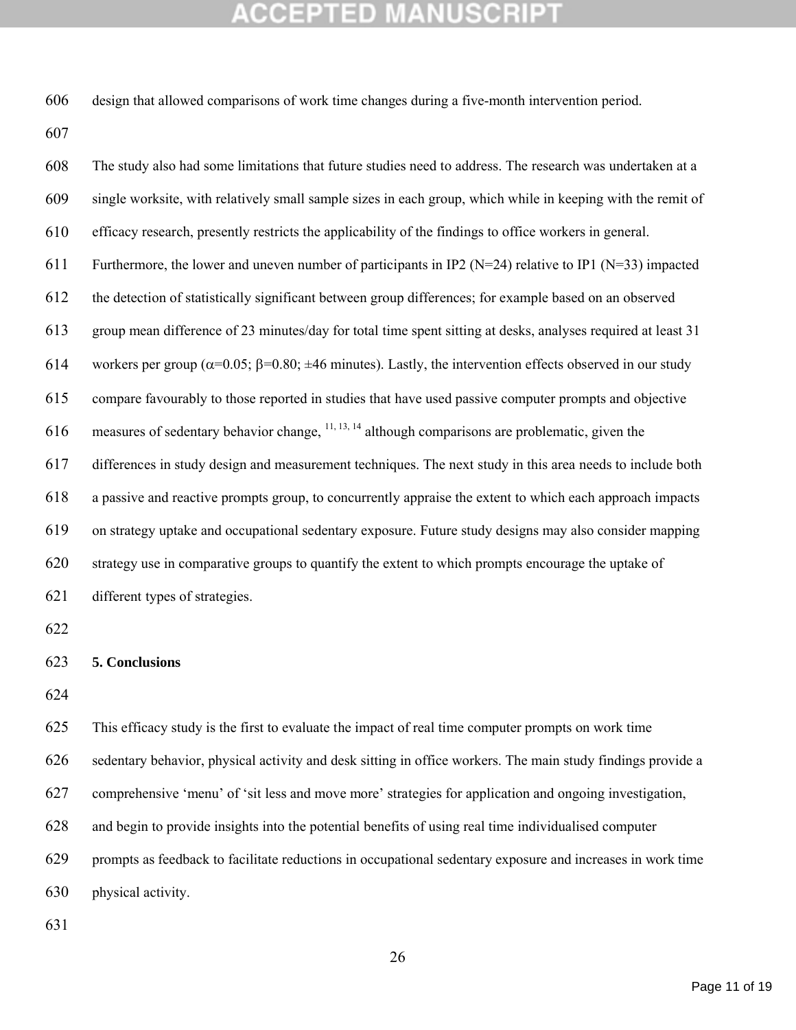design that allowed comparisons of work time changes during a five-month intervention period.

The study also had some limitations that future studies need to address. The research was undertaken at a single worksite, with relatively small sample sizes in each group, which while in keeping with the remit of efficacy research, presently restricts the applicability of the findings to office workers in general. Furthermore, the lower and uneven number of participants in IP2 (N=24) relative to IP1 (N=33) impacted the detection of statistically significant between group differences; for example based on an observed group mean difference of 23 minutes/day for total time spent sitting at desks, analyses required at least 31 workers per group ($\alpha$=0.05; $\beta$=0.80; ±46 minutes). Lastly, the intervention effects observed in our study compare favourably to those reported in studies that have used passive computer prompts and objective measures of sedentary behavior change, [11, 13, 14] although comparisons are problematic, given the differences in study design and measurement techniques. The next study in this area needs to include both a passive and reactive prompts group, to concurrently appraise the extent to which each approach impacts on strategy uptake and occupational sedentary exposure. Future study designs may also consider mapping strategy use in comparative groups to quantify the extent to which prompts encourage the uptake of different types of strategies.

## 5. Conclusions

This efficacy study is the first to evaluate the impact of real time computer prompts on work time sedentary behavior, physical activity and desk sitting in office workers. The main study findings provide a comprehensive 'menu' of 'sit less and move more' strategies for application and ongoing investigation, and begin to provide insights into the potential benefits of using real time individualised computer prompts as feedback to facilitate reductions in occupational sedentary exposure and increases in work time physical activity.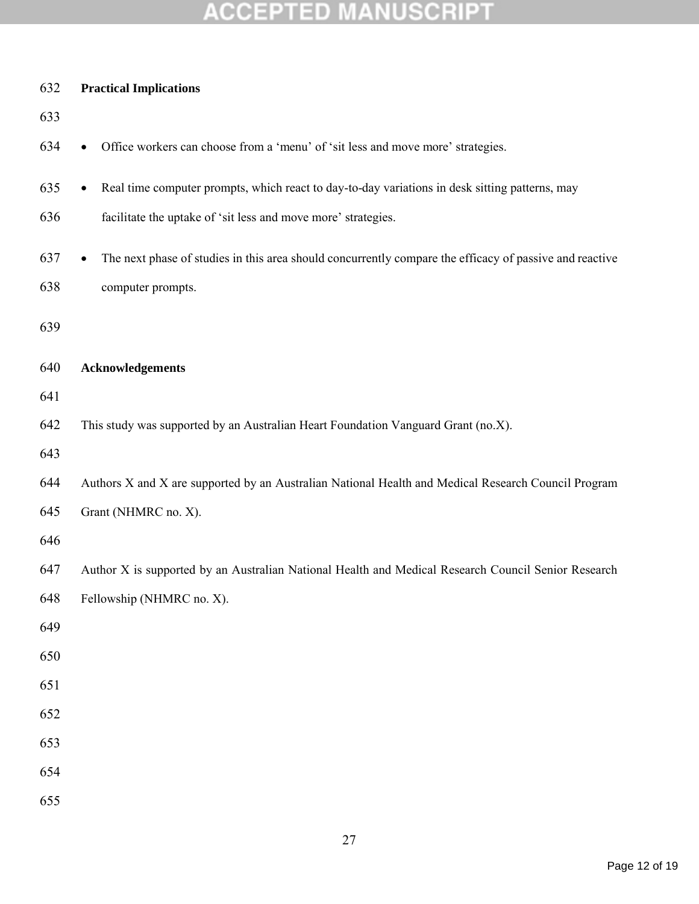## Practical Implications

- Office workers can choose from a 'menu' of 'sit less and move more' strategies.
- Real time computer prompts, which react to day-to-day variations in desk sitting patterns, may facilitate the uptake of 'sit less and move more' strategies.
- The next phase of studies in this area should concurrently compare the efficacy of passive and reactive computer prompts.

## Acknowledgements

This study was supported by an Australian Heart Foundation Vanguard Grant (no.X).

Authors X and X are supported by an Australian National Health and Medical Research Council Program Grant (NHMRC no. X).

Author X is supported by an Australian National Health and Medical Research Council Senior Research Fellowship (NHMRC no. X).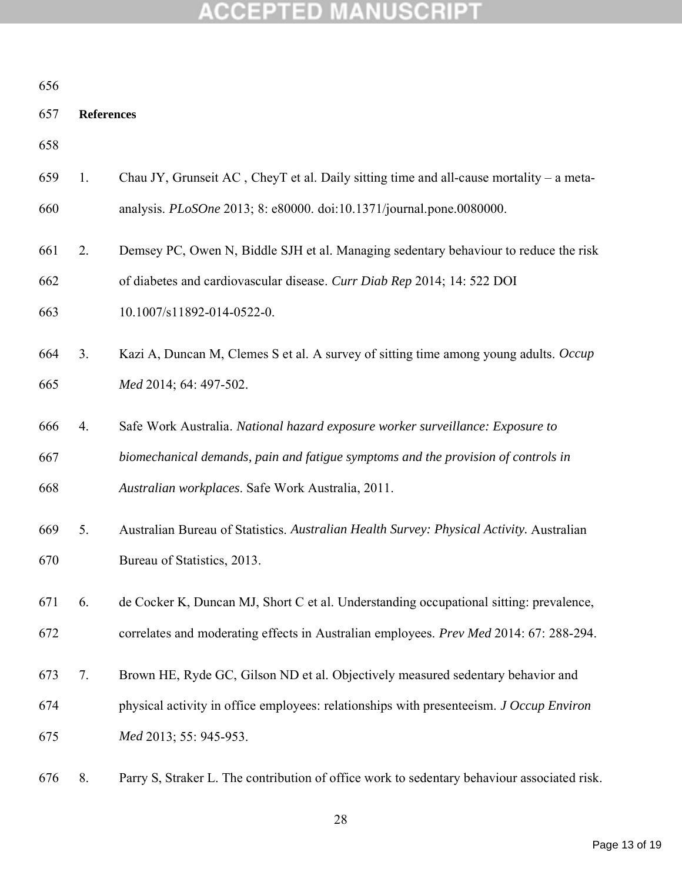## References

1. Chau JY, Grunseit AC , CheyT et al. Daily sitting time and all-cause mortality – a meta-analysis. *PLoSOne* 2013; 8: e80000. doi:10.1371/journal.pone.0080000.

2. Demsey PC, Owen N, Biddle SJH et al. Managing sedentary behaviour to reduce the risk of diabetes and cardiovascular disease. *Curr Diab Rep* 2014; 14: 522 DOI 10.1007/s11892-014-0522-0.

3. Kazi A, Duncan M, Clemes S et al. A survey of sitting time among young adults. *Occup Med* 2014; 64: 497-502.

4. Safe Work Australia. *National hazard exposure worker surveillance: Exposure to biomechanical demands, pain and fatigue symptoms and the provision of controls in Australian workplaces*. Safe Work Australia, 2011.

5. Australian Bureau of Statistics. *Australian Health Survey: Physical Activity.* Australian Bureau of Statistics, 2013.

6. de Cocker K, Duncan MJ, Short C et al. Understanding occupational sitting: prevalence, correlates and moderating effects in Australian employees. *Prev Med* 2014: 67: 288-294.

7. Brown HE, Ryde GC, Gilson ND et al. Objectively measured sedentary behavior and physical activity in office employees: relationships with presenteeism. *J Occup Environ Med* 2013; 55: 945-953.

8. Parry S, Straker L. The contribution of office work to sedentary behaviour associated risk.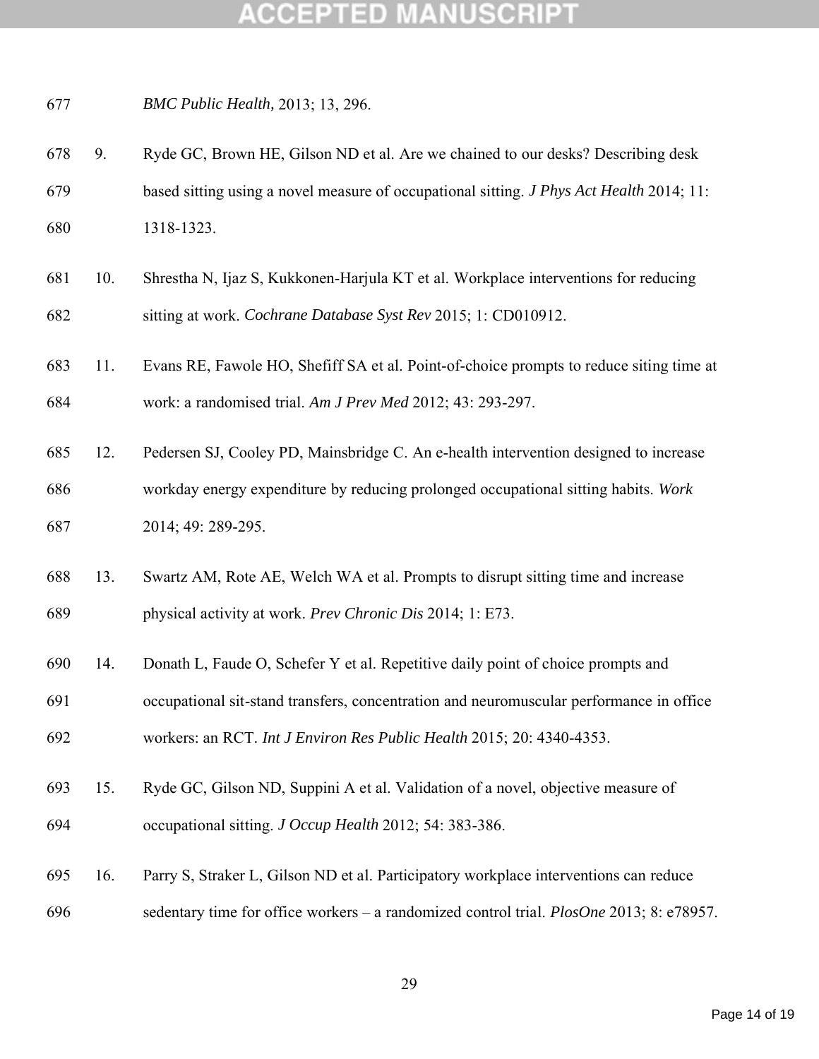*BMC Public Health,* 2013; 13, 296.

9. Ryde GC, Brown HE, Gilson ND et al. Are we chained to our desks? Describing desk based sitting using a novel measure of occupational sitting. *J Phys Act Health* 2014; 11: 1318-1323.

10. Shrestha N, Ijaz S, Kukkonen-Harjula KT et al. Workplace interventions for reducing sitting at work. *Cochrane Database Syst Rev* 2015; 1: CD010912.

11. Evans RE, Fawole HO, Shefiff SA et al. Point-of-choice prompts to reduce siting time at work: a randomised trial. *Am J Prev Med* 2012; 43: 293-297.

12. Pedersen SJ, Cooley PD, Mainsbridge C. An e-health intervention designed to increase workday energy expenditure by reducing prolonged occupational sitting habits. *Work* 2014; 49: 289-295.

13. Swartz AM, Rote AE, Welch WA et al. Prompts to disrupt sitting time and increase physical activity at work. *Prev Chronic Dis* 2014; 1: E73.

14. Donath L, Faude O, Schefer Y et al. Repetitive daily point of choice prompts and occupational sit-stand transfers, concentration and neuromuscular performance in office workers: an RCT. *Int J Environ Res Public Health* 2015; 20: 4340-4353.

15. Ryde GC, Gilson ND, Suppini A et al. Validation of a novel, objective measure of occupational sitting. *J Occup Health* 2012; 54: 383-386.

16. Parry S, Straker L, Gilson ND et al. Participatory workplace interventions can reduce sedentary time for office workers – a randomized control trial. *PlosOne* 2013; 8: e78957.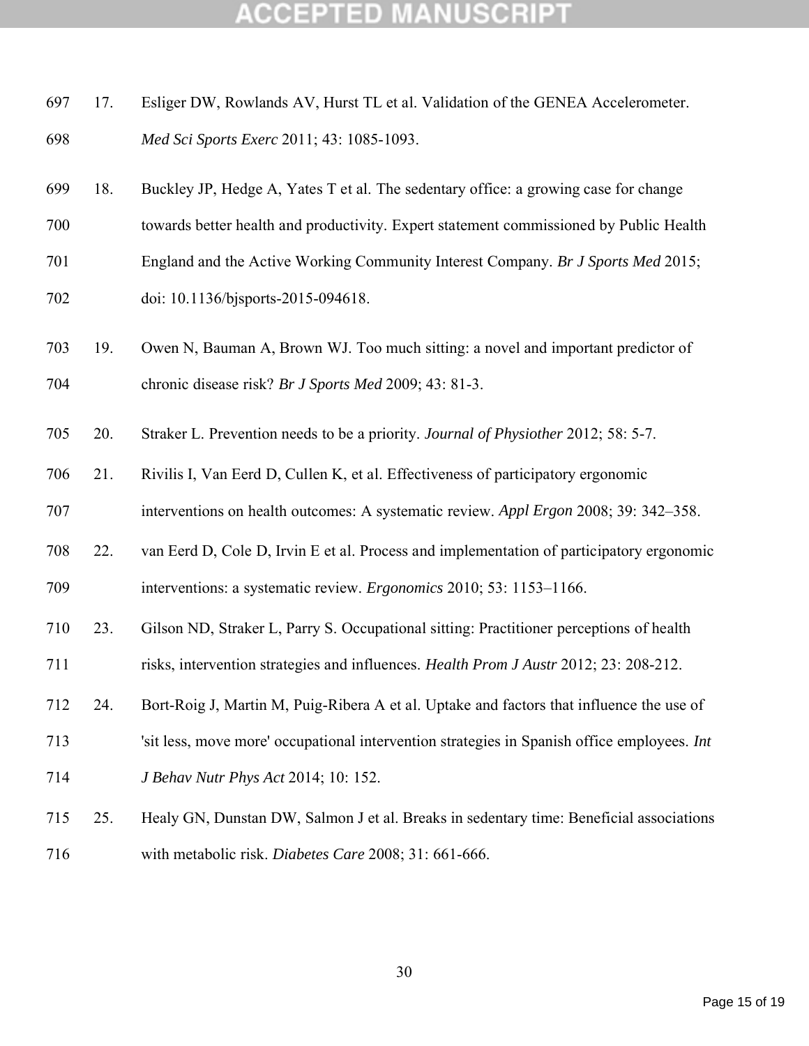17. Esliger DW, Rowlands AV, Hurst TL et al. Validation of the GENEA Accelerometer. *Med Sci Sports Exerc* 2011; 43: 1085-1093.

18. Buckley JP, Hedge A, Yates T et al. The sedentary office: a growing case for change towards better health and productivity. Expert statement commissioned by Public Health England and the Active Working Community Interest Company. *Br J Sports Med* 2015; doi: 10.1136/bjsports-2015-094618.

19. Owen N, Bauman A, Brown WJ. Too much sitting: a novel and important predictor of chronic disease risk? *Br J Sports Med* 2009; 43: 81-3.

20. Straker L. Prevention needs to be a priority. *Journal of Physiother* 2012; 58: 5-7.

21. Rivilis I, Van Eerd D, Cullen K, et al. Effectiveness of participatory ergonomic interventions on health outcomes: A systematic review. *Appl Ergon* 2008; 39: 342–358.

22. van Eerd D, Cole D, Irvin E et al. Process and implementation of participatory ergonomic interventions: a systematic review. *Ergonomics* 2010; 53: 1153–1166.

23. Gilson ND, Straker L, Parry S. Occupational sitting: Practitioner perceptions of health risks, intervention strategies and influences. *Health Prom J Austr* 2012; 23: 208-212.

24. Bort-Roig J, Martin M, Puig-Ribera A et al. Uptake and factors that influence the use of 'sit less, move more' occupational intervention strategies in Spanish office employees. *Int J Behav Nutr Phys Act* 2014; 10: 152.

25. Healy GN, Dunstan DW, Salmon J et al. Breaks in sedentary time: Beneficial associations with metabolic risk. *Diabetes Care* 2008; 31: 661-666.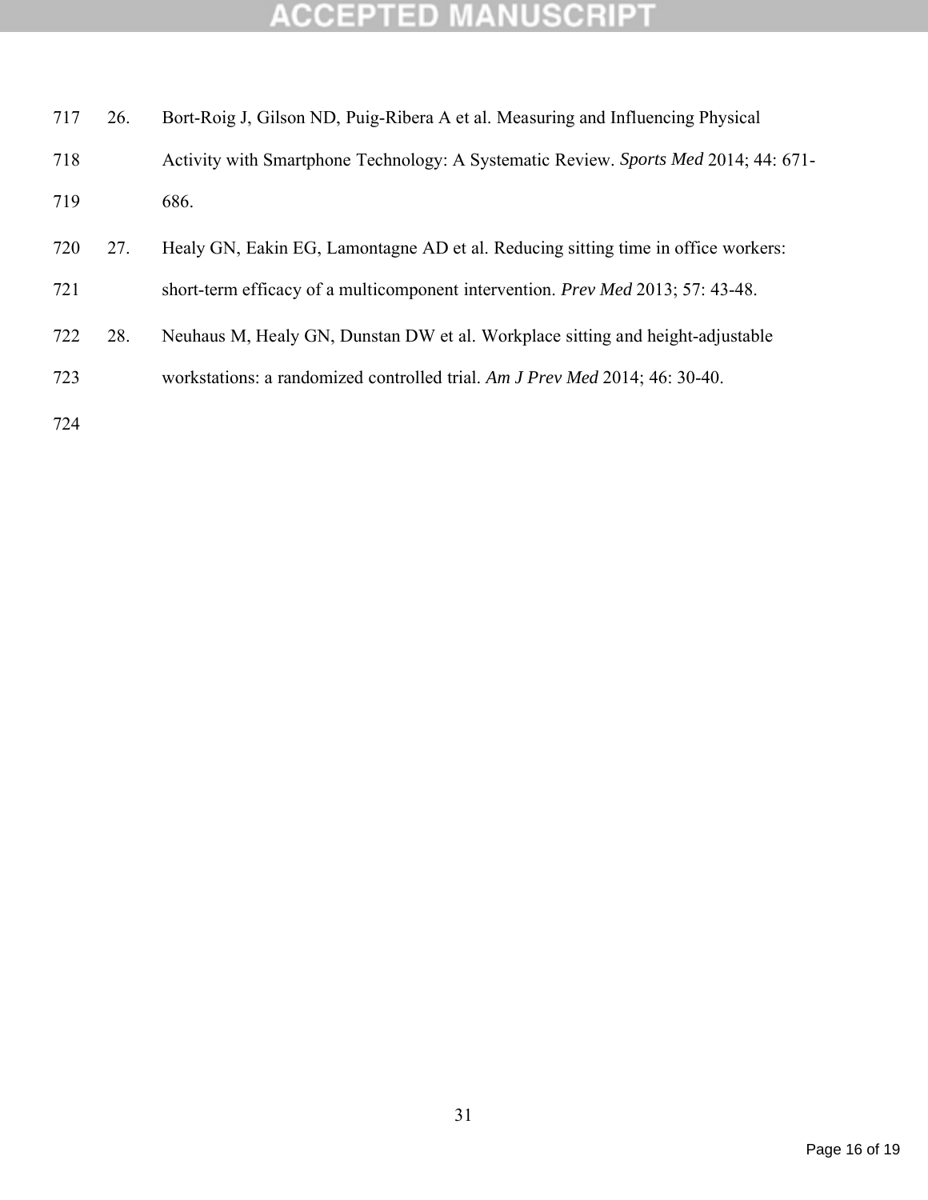26. Bort-Roig J, Gilson ND, Puig-Ribera A et al. Measuring and Influencing Physical Activity with Smartphone Technology: A Systematic Review. *Sports Med* 2014; 44: 671-686.
27. Healy GN, Eakin EG, Lamontagne AD et al. Reducing sitting time in office workers: short-term efficacy of a multicomponent intervention. *Prev Med* 2013; 57: 43-48.
28. Neuhaus M, Healy GN, Dunstan DW et al. Workplace sitting and height-adjustable workstations: a randomized controlled trial. *Am J Prev Med* 2014; 46: 30-40.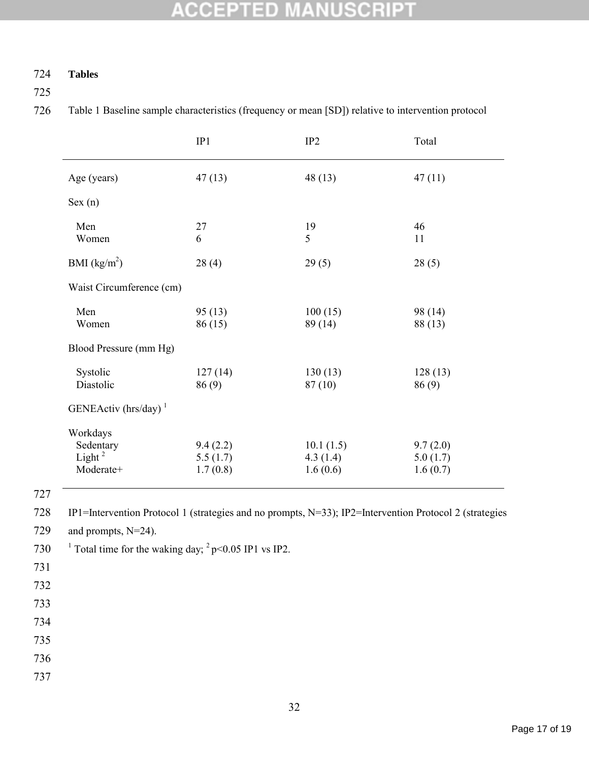**Tables**

Table 1 Baseline sample characteristics (frequency or mean [SD]) relative to intervention protocol

| | IP1 | IP2 | Total |
|---|---|---|---|
| Age (years) | 47 (13) | 48 (13) | 47 (11) |
| Sex (n) | | | |
| Men | 27 | 19 | 46 |
| Women | 6 | 5 | 11 |
| BMI (kg/m$^2$) | 28 (4) | 29 (5) | 28 (5) |
| Waist Circumference (cm) | | | |
| Men | 95 (13) | 100 (15) | 98 (14) |
| Women | 86 (15) | 89 (14) | 88 (13) |
| Blood Pressure (mm Hg) | | | |
| Systolic | 127 (14) | 130 (13) | 128 (13) |
| Diastolic | 86 (9) | 87 (10) | 86 (9) |
| GENEActiv (hrs/day) [1] | | | |
| Workdays | | | |
| Sedentary | 9.4 (2.2) | 10.1 (1.5) | 9.7 (2.0) |
| Light [2] | 5.5 (1.7) | 4.3 (1.4) | 5.0 (1.7) |
| Moderate+ | 1.7 (0.8) | 1.6 (0.6) | 1.6 (0.7) |

IP1=Intervention Protocol 1 (strategies and no prompts, N=33); IP2=Intervention Protocol 2 (strategies and prompts, N=24).

[1] Total time for the waking day; [2] $p<0.05$ IP1 vs IP2.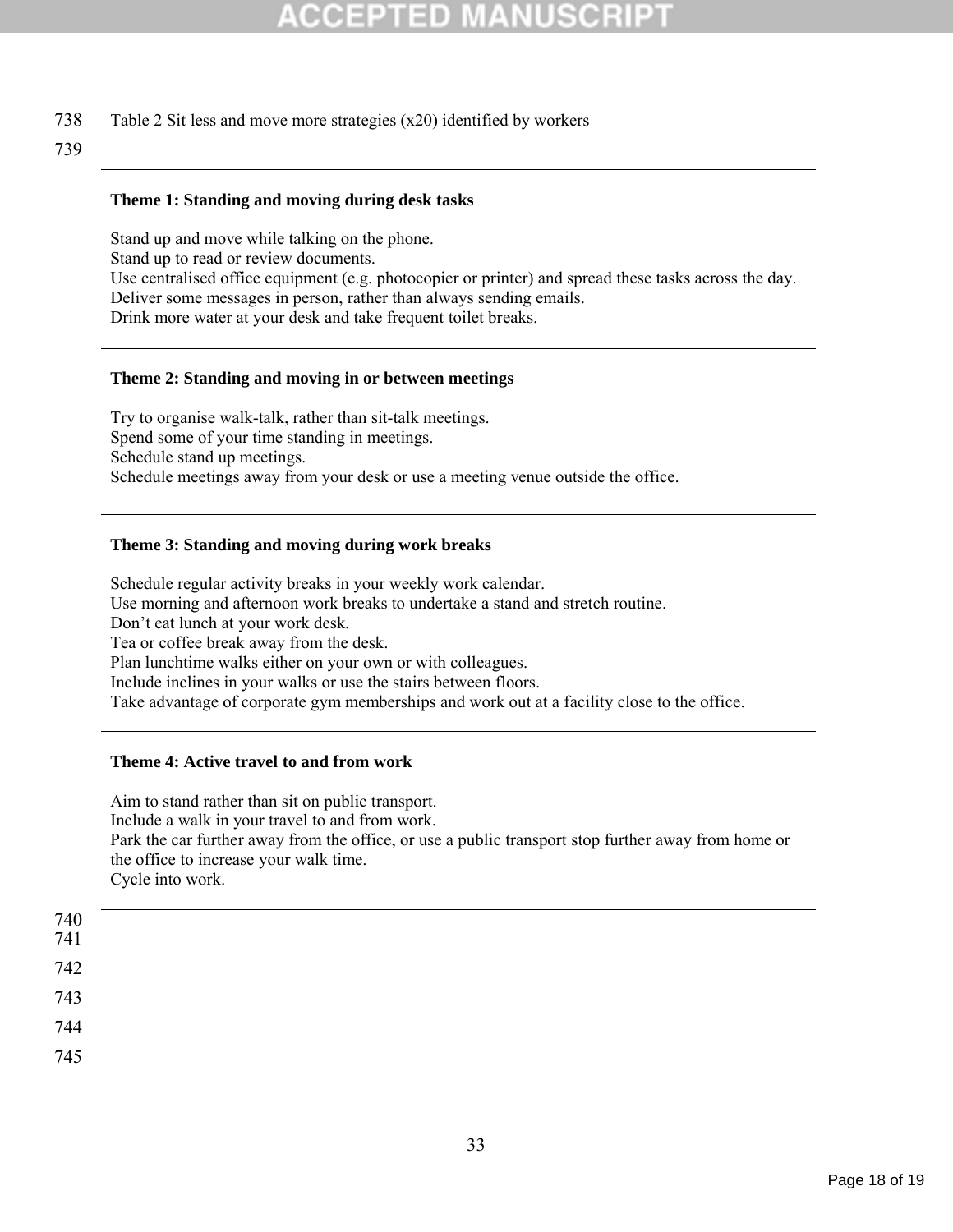Table 2 Sit less and move more strategies (x20) identified by workers

| Theme 1: Standing and moving during desk tasks |
|---|
| Stand up and move while talking on the phone. |
| Stand up to read or review documents. |
| Use centralised office equipment (e.g. photocopier or printer) and spread these tasks across the day. |
| Deliver some messages in person, rather than always sending emails. |
| Drink more water at your desk and take frequent toilet breaks. |
| **Theme 2: Standing and moving in or between meetings** |
| Try to organise walk-talk, rather than sit-talk meetings. |
| Spend some of your time standing in meetings. |
| Schedule stand up meetings. |
| Schedule meetings away from your desk or use a meeting venue outside the office. |
| **Theme 3: Standing and moving during work breaks** |
| Schedule regular activity breaks in your weekly work calendar. |
| Use morning and afternoon work breaks to undertake a stand and stretch routine. |
| Don't eat lunch at your work desk. |
| Tea or coffee break away from the desk. |
| Plan lunchtime walks either on your own or with colleagues. |
| Include inclines in your walks or use the stairs between floors. |
| Take advantage of corporate gym memberships and work out at a facility close to the office. |
| **Theme 4: Active travel to and from work** |
| Aim to stand rather than sit on public transport. |
| Include a walk in your travel to and from work. |
| Park the car further away from the office, or use a public transport stop further away from home or the office to increase your walk time. |
| Cycle into work. |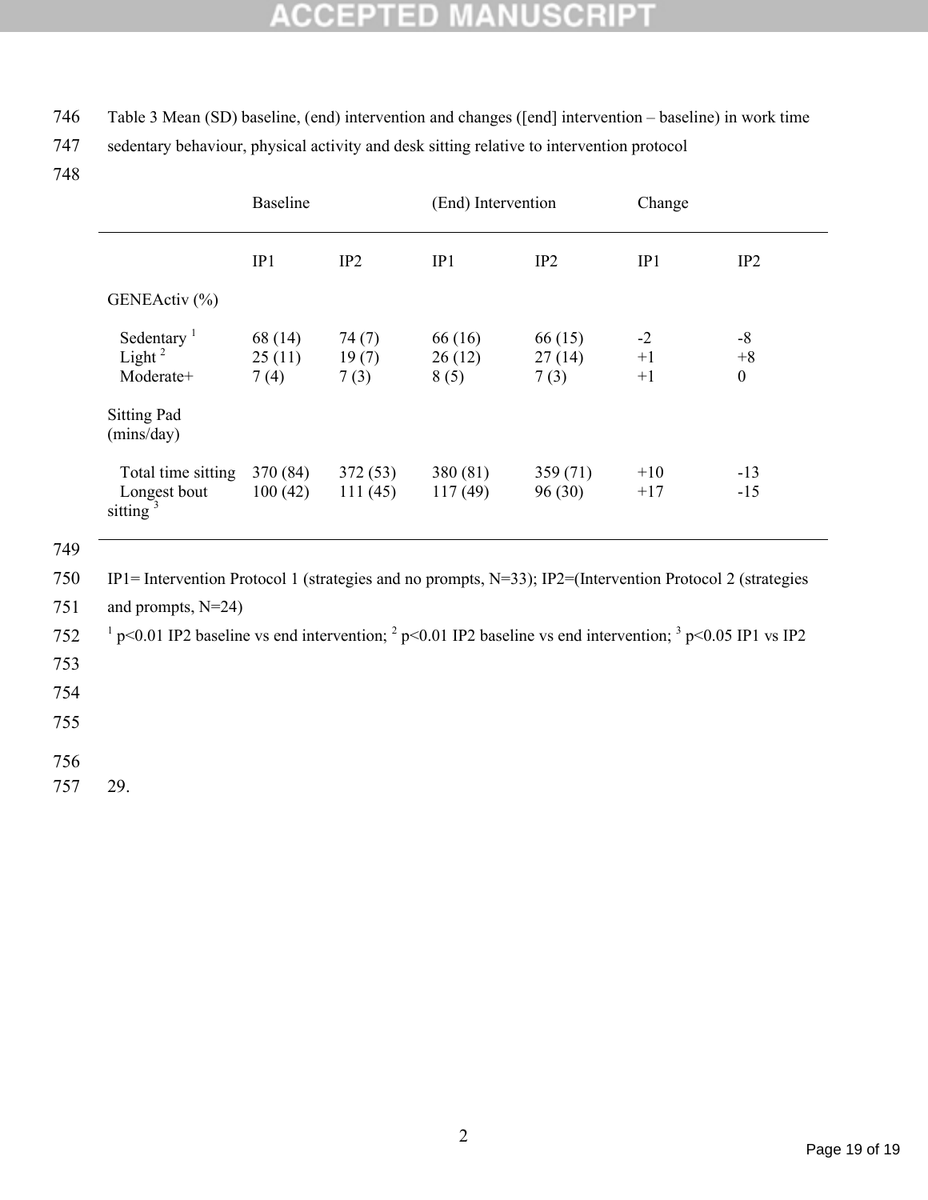Table 3 Mean (SD) baseline, (end) intervention and changes ([end] intervention – baseline) in work time sedentary behaviour, physical activity and desk sitting relative to intervention protocol

| | Baseline | | (End) Intervention | | Change | |
|---|---|---|---|---|---|---|
| | IP1 | IP2 | IP1 | IP2 | IP1 | IP2 |
| GENEActiv (%) | | | | | | |
| Sedentary [1] | 68 (14) | 74 (7) | 66 (16) | 66 (15) | -2 | -8 |
| Light [2] | 25 (11) | 19 (7) | 26 (12) | 27 (14) | +1 | +8 |
| Moderate+ | 7 (4) | 7 (3) | 8 (5) | 7 (3) | +1 | 0 |
| Sitting Pad (mins/day) | | | | | | |
| Total time sitting | 370 (84) | 372 (53) | 380 (81) | 359 (71) | +10 | -13 |
| Longest bout sitting [3] | 100 (42) | 111 (45) | 117 (49) | 96 (30) | +17 | -15 |

IP1= Intervention Protocol 1 (strategies and no prompts, N=33); IP2=(Intervention Protocol 2 (strategies and prompts, N=24)

[1] $p<0.01$ IP2 baseline vs end intervention; [2] $p<0.01$ IP2 baseline vs end intervention; [3] $p<0.05$ IP1 vs IP2

29.